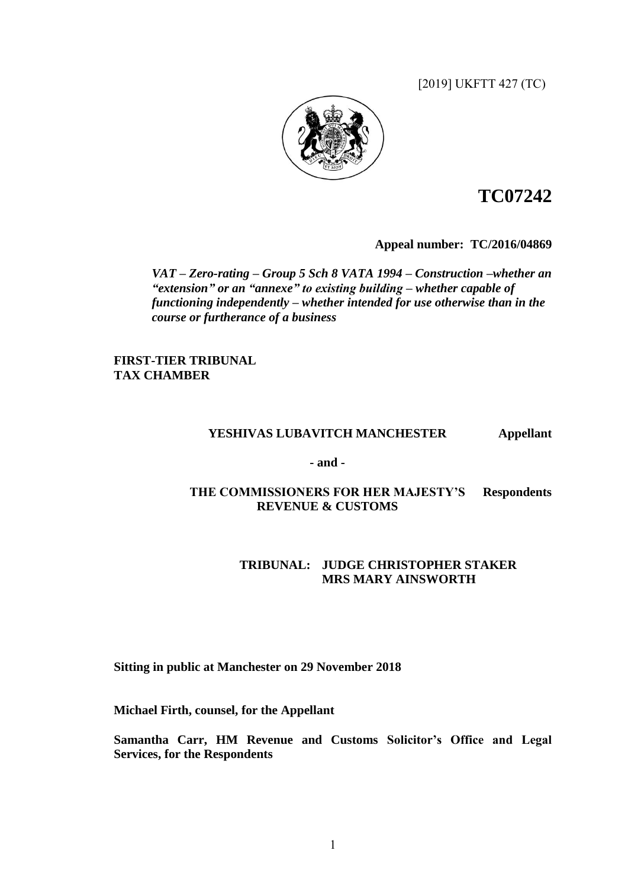[2019] UKFTT 427 (TC)

# TC07242

**Appeal number: TC/2016/04869**

***VAT – Zero-rating – Group 5 Sch 8 VATA 1994 – Construction –whether an "extension" or an "annexe" to existing building – whether capable of functioning independently – whether intended for use otherwise than in the course or furtherance of a business***

**FIRST-TIER TRIBUNAL**
**TAX CHAMBER**

**YESHIVAS LUBAVITCH MANCHESTER Appellant**

**- and -**

**THE COMMISSIONERS FOR HER MAJESTY'S REVENUE & CUSTOMS Respondents**

**TRIBUNAL: JUDGE CHRISTOPHER STAKER**
**MRS MARY AINSWORTH**

**Sitting in public at Manchester on 29 November 2018**

**Michael Firth, counsel, for the Appellant**

**Samantha Carr, HM Revenue and Customs Solicitor's Office and Legal Services, for the Respondents**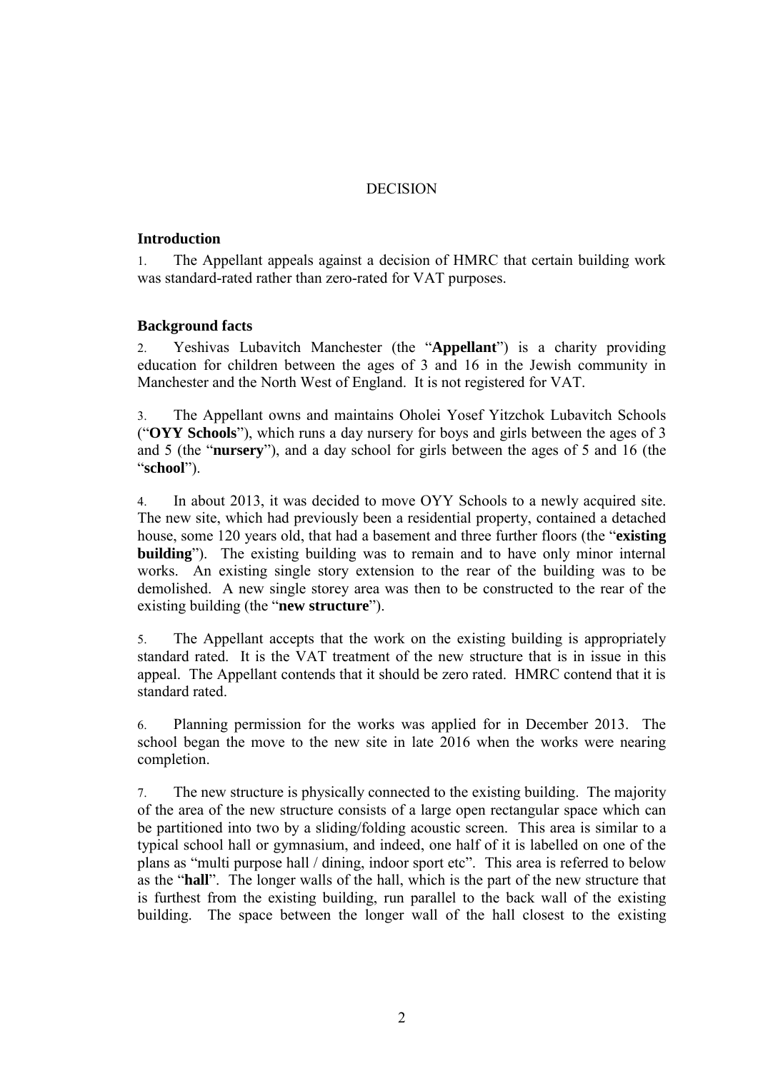DECISION

### Introduction

1. The Appellant appeals against a decision of HMRC that certain building work was standard-rated rather than zero-rated for VAT purposes.

### Background facts

2. Yeshivas Lubavitch Manchester (the "**Appellant**") is a charity providing education for children between the ages of 3 and 16 in the Jewish community in Manchester and the North West of England. It is not registered for VAT.

3. The Appellant owns and maintains Oholei Yosef Yitzchok Lubavitch Schools ("**OYY Schools**"), which runs a day nursery for boys and girls between the ages of 3 and 5 (the "**nursery**"), and a day school for girls between the ages of 5 and 16 (the "**school**").

4. In about 2013, it was decided to move OYY Schools to a newly acquired site. The new site, which had previously been a residential property, contained a detached house, some 120 years old, that had a basement and three further floors (the "**existing building**"). The existing building was to remain and to have only minor internal works. An existing single story extension to the rear of the building was to be demolished. A new single storey area was then to be constructed to the rear of the existing building (the "**new structure**").

5. The Appellant accepts that the work on the existing building is appropriately standard rated. It is the VAT treatment of the new structure that is in issue in this appeal. The Appellant contends that it should be zero rated. HMRC contend that it is standard rated.

6. Planning permission for the works was applied for in December 2013. The school began the move to the new site in late 2016 when the works were nearing completion.

7. The new structure is physically connected to the existing building. The majority of the area of the new structure consists of a large open rectangular space which can be partitioned into two by a sliding/folding acoustic screen. This area is similar to a typical school hall or gymnasium, and indeed, one half of it is labelled on one of the plans as "multi purpose hall / dining, indoor sport etc". This area is referred to below as the "**hall**". The longer walls of the hall, which is the part of the new structure that is furthest from the existing building, run parallel to the back wall of the existing building. The space between the longer wall of the hall closest to the existing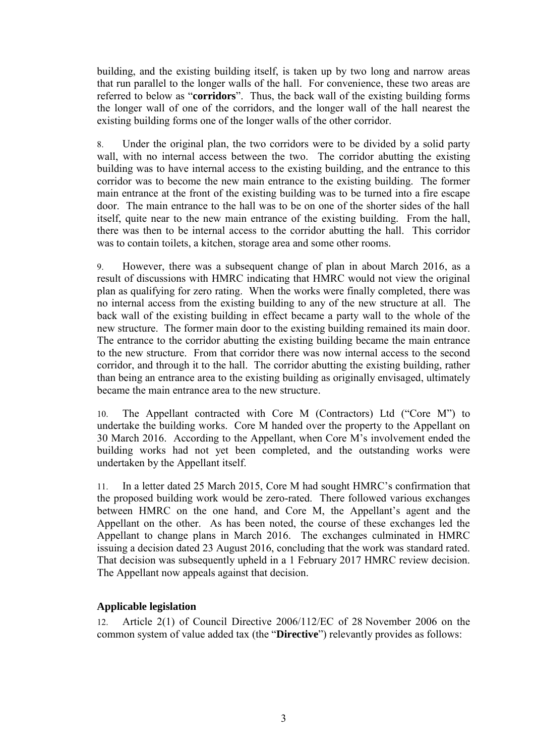building, and the existing building itself, is taken up by two long and narrow areas that run parallel to the longer walls of the hall. For convenience, these two areas are referred to below as "**corridors**". Thus, the back wall of the existing building forms the longer wall of one of the corridors, and the longer wall of the hall nearest the existing building forms one of the longer walls of the other corridor.

8. Under the original plan, the two corridors were to be divided by a solid party wall, with no internal access between the two. The corridor abutting the existing building was to have internal access to the existing building, and the entrance to this corridor was to become the new main entrance to the existing building. The former main entrance at the front of the existing building was to be turned into a fire escape door. The main entrance to the hall was to be on one of the shorter sides of the hall itself, quite near to the new main entrance of the existing building. From the hall, there was then to be internal access to the corridor abutting the hall. This corridor was to contain toilets, a kitchen, storage area and some other rooms.

9. However, there was a subsequent change of plan in about March 2016, as a result of discussions with HMRC indicating that HMRC would not view the original plan as qualifying for zero rating. When the works were finally completed, there was no internal access from the existing building to any of the new structure at all. The back wall of the existing building in effect became a party wall to the whole of the new structure. The former main door to the existing building remained its main door. The entrance to the corridor abutting the existing building became the main entrance to the new structure. From that corridor there was now internal access to the second corridor, and through it to the hall. The corridor abutting the existing building, rather than being an entrance area to the existing building as originally envisaged, ultimately became the main entrance area to the new structure.

10. The Appellant contracted with Core M (Contractors) Ltd ("Core M") to undertake the building works. Core M handed over the property to the Appellant on 30 March 2016. According to the Appellant, when Core M's involvement ended the building works had not yet been completed, and the outstanding works were undertaken by the Appellant itself.

11. In a letter dated 25 March 2015, Core M had sought HMRC's confirmation that the proposed building work would be zero-rated. There followed various exchanges between HMRC on the one hand, and Core M, the Appellant's agent and the Appellant on the other. As has been noted, the course of these exchanges led the Appellant to change plans in March 2016. The exchanges culminated in HMRC issuing a decision dated 23 August 2016, concluding that the work was standard rated. That decision was subsequently upheld in a 1 February 2017 HMRC review decision. The Appellant now appeals against that decision.

## Applicable legislation

12. Article 2(1) of Council Directive 2006/112/EC of 28 November 2006 on the common system of value added tax (the "**Directive**") relevantly provides as follows: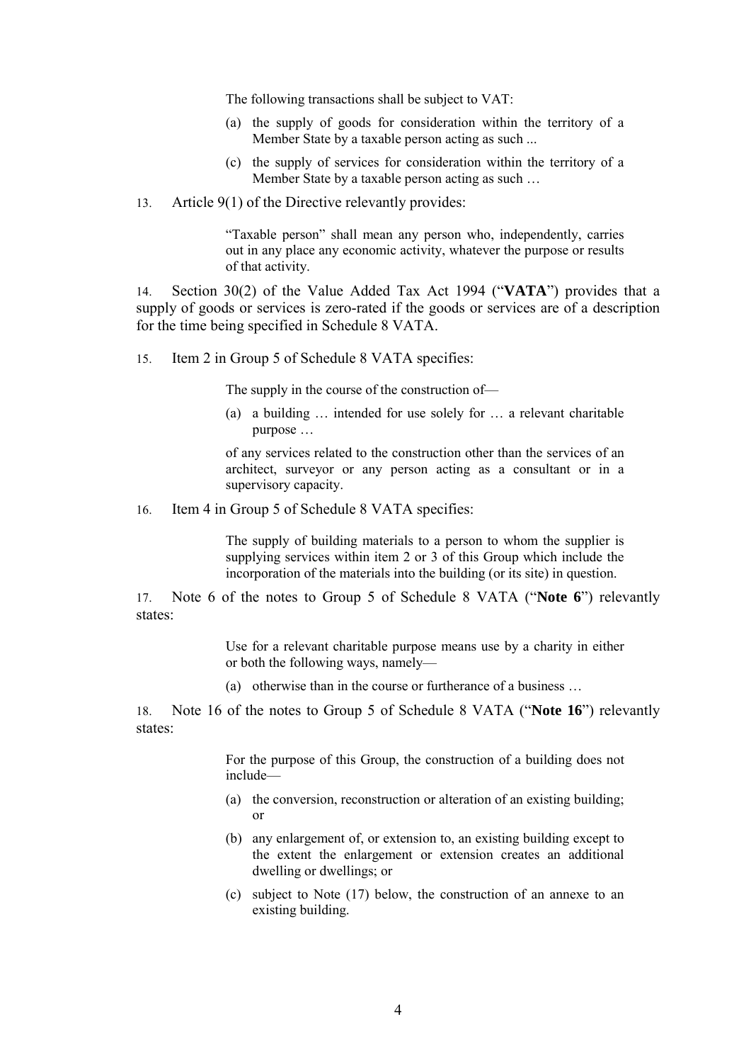> The following transactions shall be subject to VAT:
>
> (a) the supply of goods for consideration within the territory of a Member State by a taxable person acting as such ...
>
> (c) the supply of services for consideration within the territory of a Member State by a taxable person acting as such …

13. Article 9(1) of the Directive relevantly provides:

> "Taxable person" shall mean any person who, independently, carries out in any place any economic activity, whatever the purpose or results of that activity.

14. Section 30(2) of the Value Added Tax Act 1994 ("**VATA**") provides that a supply of goods or services is zero-rated if the goods or services are of a description for the time being specified in Schedule 8 VATA.

15. Item 2 in Group 5 of Schedule 8 VATA specifies:

> The supply in the course of the construction of—
>
> (a) a building … intended for use solely for … a relevant charitable purpose …
>
> of any services related to the construction other than the services of an architect, surveyor or any person acting as a consultant or in a supervisory capacity.

16. Item 4 in Group 5 of Schedule 8 VATA specifies:

> The supply of building materials to a person to whom the supplier is supplying services within item 2 or 3 of this Group which include the incorporation of the materials into the building (or its site) in question.

17. Note 6 of the notes to Group 5 of Schedule 8 VATA ("**Note 6**") relevantly states:

> Use for a relevant charitable purpose means use by a charity in either or both the following ways, namely—
>
> (a) otherwise than in the course or furtherance of a business …

18. Note 16 of the notes to Group 5 of Schedule 8 VATA ("**Note 16**") relevantly states:

> For the purpose of this Group, the construction of a building does not include—
>
> (a) the conversion, reconstruction or alteration of an existing building; or
>
> (b) any enlargement of, or extension to, an existing building except to the extent the enlargement or extension creates an additional dwelling or dwellings; or
>
> (c) subject to Note (17) below, the construction of an annexe to an existing building.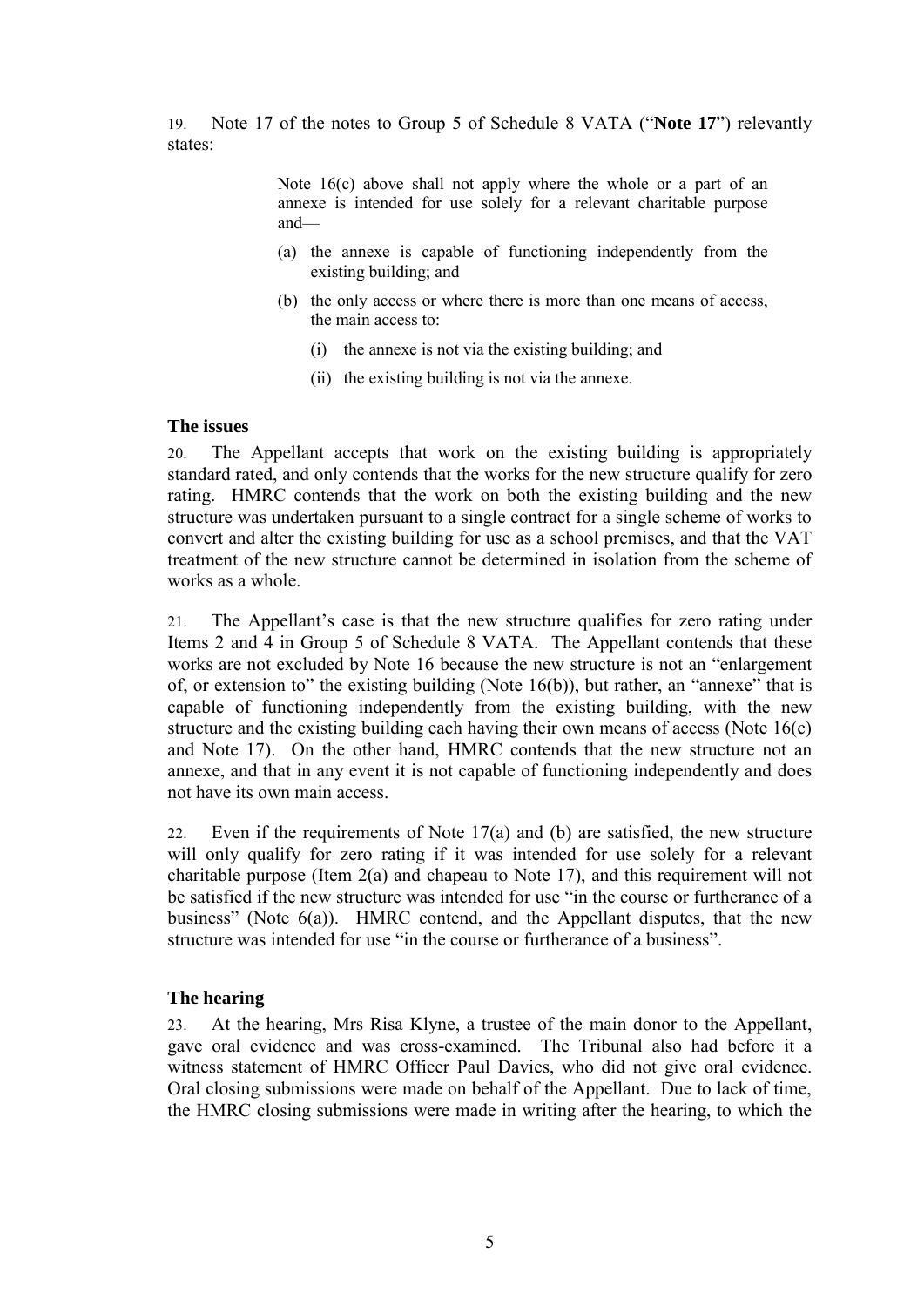19. Note 17 of the notes to Group 5 of Schedule 8 VATA ("**Note 17**") relevantly states:

> Note 16(c) above shall not apply where the whole or a part of an annexe is intended for use solely for a relevant charitable purpose and—
>
> (a) the annexe is capable of functioning independently from the existing building; and
>
> (b) the only access or where there is more than one means of access, the main access to:
>
> (i) the annexe is not via the existing building; and
>
> (ii) the existing building is not via the annexe.

### The issues

20. The Appellant accepts that work on the existing building is appropriately standard rated, and only contends that the works for the new structure qualify for zero rating. HMRC contends that the work on both the existing building and the new structure was undertaken pursuant to a single contract for a single scheme of works to convert and alter the existing building for use as a school premises, and that the VAT treatment of the new structure cannot be determined in isolation from the scheme of works as a whole.

21. The Appellant's case is that the new structure qualifies for zero rating under Items 2 and 4 in Group 5 of Schedule 8 VATA. The Appellant contends that these works are not excluded by Note 16 because the new structure is not an "enlargement of, or extension to" the existing building (Note 16(b)), but rather, an "annexe" that is capable of functioning independently from the existing building, with the new structure and the existing building each having their own means of access (Note 16(c) and Note 17). On the other hand, HMRC contends that the new structure not an annexe, and that in any event it is not capable of functioning independently and does not have its own main access.

22. Even if the requirements of Note 17(a) and (b) are satisfied, the new structure will only qualify for zero rating if it was intended for use solely for a relevant charitable purpose (Item 2(a) and chapeau to Note 17), and this requirement will not be satisfied if the new structure was intended for use "in the course or furtherance of a business" (Note 6(a)). HMRC contend, and the Appellant disputes, that the new structure was intended for use "in the course or furtherance of a business".

### The hearing

23. At the hearing, Mrs Risa Klyne, a trustee of the main donor to the Appellant, gave oral evidence and was cross-examined. The Tribunal also had before it a witness statement of HMRC Officer Paul Davies, who did not give oral evidence. Oral closing submissions were made on behalf of the Appellant. Due to lack of time, the HMRC closing submissions were made in writing after the hearing, to which the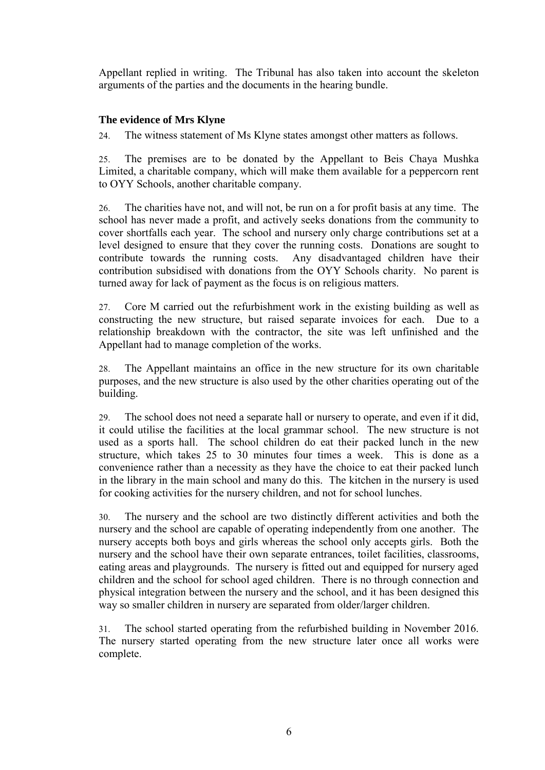Appellant replied in writing. The Tribunal has also taken into account the skeleton arguments of the parties and the documents in the hearing bundle.

### The evidence of Mrs Klyne

24. The witness statement of Ms Klyne states amongst other matters as follows.

25. The premises are to be donated by the Appellant to Beis Chaya Mushka Limited, a charitable company, which will make them available for a peppercorn rent to OYY Schools, another charitable company.

26. The charities have not, and will not, be run on a for profit basis at any time. The school has never made a profit, and actively seeks donations from the community to cover shortfalls each year. The school and nursery only charge contributions set at a level designed to ensure that they cover the running costs. Donations are sought to contribute towards the running costs. Any disadvantaged children have their contribution subsidised with donations from the OYY Schools charity. No parent is turned away for lack of payment as the focus is on religious matters.

27. Core M carried out the refurbishment work in the existing building as well as constructing the new structure, but raised separate invoices for each. Due to a relationship breakdown with the contractor, the site was left unfinished and the Appellant had to manage completion of the works.

28. The Appellant maintains an office in the new structure for its own charitable purposes, and the new structure is also used by the other charities operating out of the building.

29. The school does not need a separate hall or nursery to operate, and even if it did, it could utilise the facilities at the local grammar school. The new structure is not used as a sports hall. The school children do eat their packed lunch in the new structure, which takes 25 to 30 minutes four times a week. This is done as a convenience rather than a necessity as they have the choice to eat their packed lunch in the library in the main school and many do this. The kitchen in the nursery is used for cooking activities for the nursery children, and not for school lunches.

30. The nursery and the school are two distinctly different activities and both the nursery and the school are capable of operating independently from one another. The nursery accepts both boys and girls whereas the school only accepts girls. Both the nursery and the school have their own separate entrances, toilet facilities, classrooms, eating areas and playgrounds. The nursery is fitted out and equipped for nursery aged children and the school for school aged children. There is no through connection and physical integration between the nursery and the school, and it has been designed this way so smaller children in nursery are separated from older/larger children.

31. The school started operating from the refurbished building in November 2016. The nursery started operating from the new structure later once all works were complete.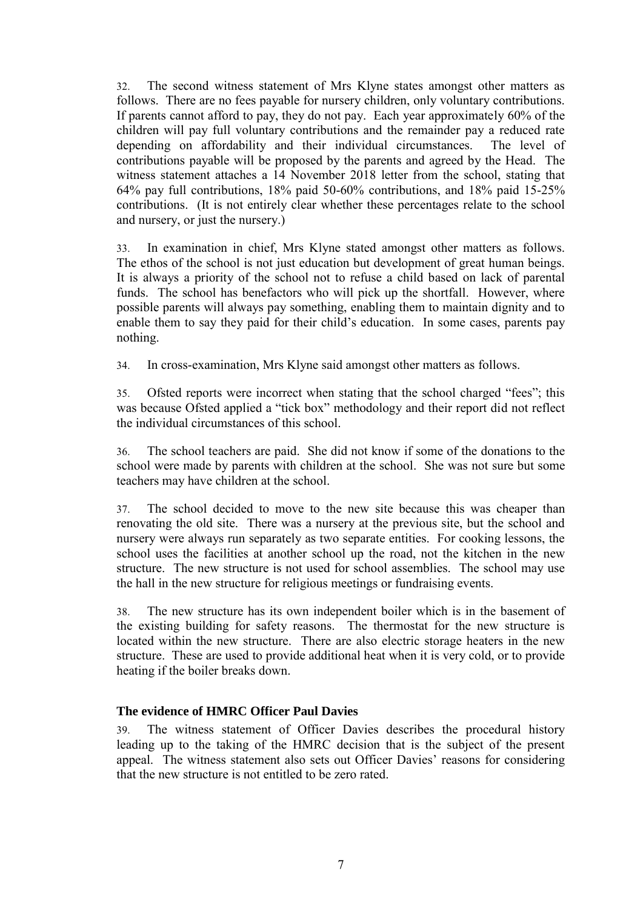32. The second witness statement of Mrs Klyne states amongst other matters as follows. There are no fees payable for nursery children, only voluntary contributions. If parents cannot afford to pay, they do not pay. Each year approximately 60% of the children will pay full voluntary contributions and the remainder pay a reduced rate depending on affordability and their individual circumstances. The level of contributions payable will be proposed by the parents and agreed by the Head. The witness statement attaches a 14 November 2018 letter from the school, stating that 64% pay full contributions, 18% paid 50-60% contributions, and 18% paid 15-25% contributions. (It is not entirely clear whether these percentages relate to the school and nursery, or just the nursery.)

33. In examination in chief, Mrs Klyne stated amongst other matters as follows. The ethos of the school is not just education but development of great human beings. It is always a priority of the school not to refuse a child based on lack of parental funds. The school has benefactors who will pick up the shortfall. However, where possible parents will always pay something, enabling them to maintain dignity and to enable them to say they paid for their child's education. In some cases, parents pay nothing.

34. In cross-examination, Mrs Klyne said amongst other matters as follows.

35. Ofsted reports were incorrect when stating that the school charged "fees"; this was because Ofsted applied a "tick box" methodology and their report did not reflect the individual circumstances of this school.

36. The school teachers are paid. She did not know if some of the donations to the school were made by parents with children at the school. She was not sure but some teachers may have children at the school.

37. The school decided to move to the new site because this was cheaper than renovating the old site. There was a nursery at the previous site, but the school and nursery were always run separately as two separate entities. For cooking lessons, the school uses the facilities at another school up the road, not the kitchen in the new structure. The new structure is not used for school assemblies. The school may use the hall in the new structure for religious meetings or fundraising events.

38. The new structure has its own independent boiler which is in the basement of the existing building for safety reasons. The thermostat for the new structure is located within the new structure. There are also electric storage heaters in the new structure. These are used to provide additional heat when it is very cold, or to provide heating if the boiler breaks down.

### The evidence of HMRC Officer Paul Davies

39. The witness statement of Officer Davies describes the procedural history leading up to the taking of the HMRC decision that is the subject of the present appeal. The witness statement also sets out Officer Davies' reasons for considering that the new structure is not entitled to be zero rated.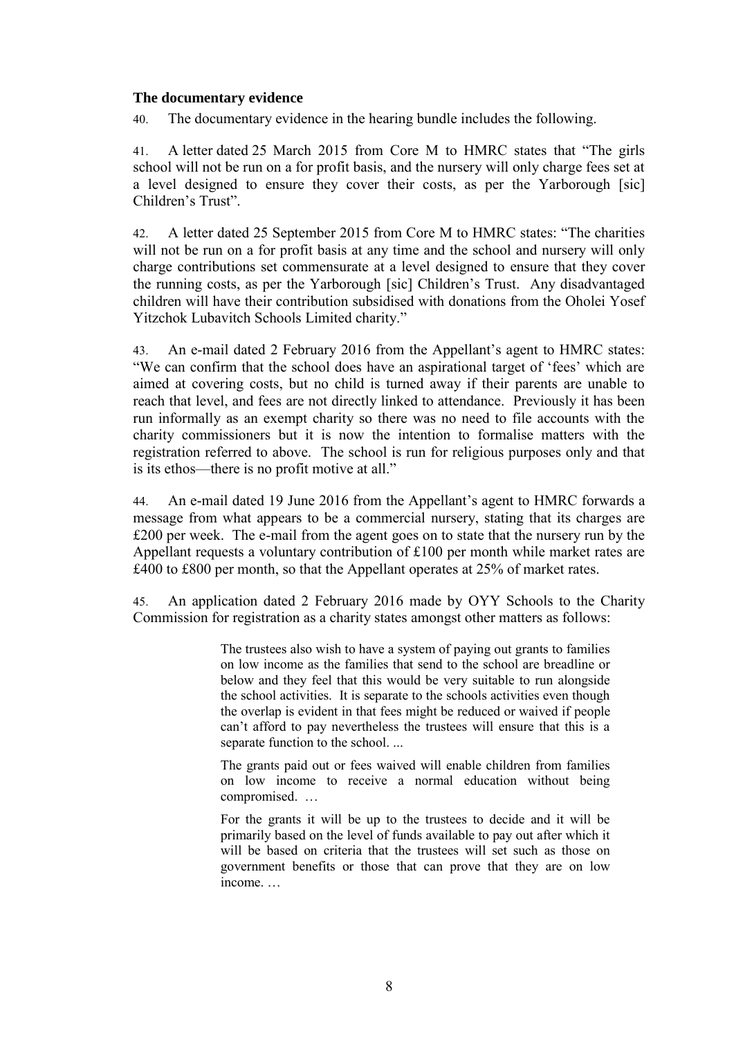**The documentary evidence**

40. The documentary evidence in the hearing bundle includes the following.

41. A letter dated 25 March 2015 from Core M to HMRC states that "The girls school will not be run on a for profit basis, and the nursery will only charge fees set at a level designed to ensure they cover their costs, as per the Yarborough [sic] Children's Trust".

42. A letter dated 25 September 2015 from Core M to HMRC states: "The charities will not be run on a for profit basis at any time and the school and nursery will only charge contributions set commensurate at a level designed to ensure that they cover the running costs, as per the Yarborough [sic] Children's Trust. Any disadvantaged children will have their contribution subsidised with donations from the Oholei Yosef Yitzchok Lubavitch Schools Limited charity."

43. An e-mail dated 2 February 2016 from the Appellant's agent to HMRC states: "We can confirm that the school does have an aspirational target of 'fees' which are aimed at covering costs, but no child is turned away if their parents are unable to reach that level, and fees are not directly linked to attendance. Previously it has been run informally as an exempt charity so there was no need to file accounts with the charity commissioners but it is now the intention to formalise matters with the registration referred to above. The school is run for religious purposes only and that is its ethos—there is no profit motive at all."

44. An e-mail dated 19 June 2016 from the Appellant's agent to HMRC forwards a message from what appears to be a commercial nursery, stating that its charges are £200 per week. The e-mail from the agent goes on to state that the nursery run by the Appellant requests a voluntary contribution of £100 per month while market rates are £400 to £800 per month, so that the Appellant operates at 25% of market rates.

45. An application dated 2 February 2016 made by OYY Schools to the Charity Commission for registration as a charity states amongst other matters as follows:

> The trustees also wish to have a system of paying out grants to families on low income as the families that send to the school are breadline or below and they feel that this would be very suitable to run alongside the school activities. It is separate to the schools activities even though the overlap is evident in that fees might be reduced or waived if people can't afford to pay nevertheless the trustees will ensure that this is a separate function to the school. ...
>
> The grants paid out or fees waived will enable children from families on low income to receive a normal education without being compromised. …
>
> For the grants it will be up to the trustees to decide and it will be primarily based on the level of funds available to pay out after which it will be based on criteria that the trustees will set such as those on government benefits or those that can prove that they are on low income. …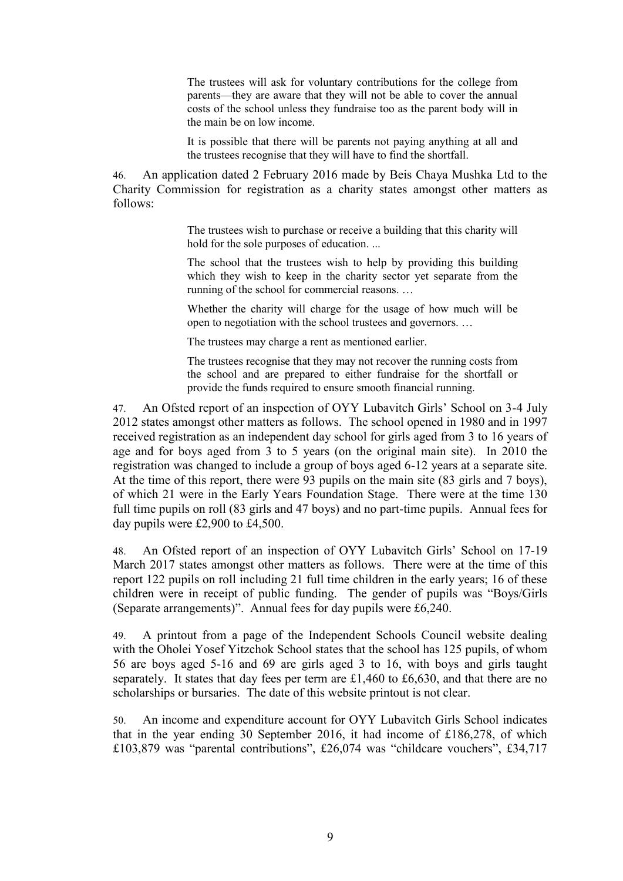> The trustees will ask for voluntary contributions for the college from parents—they are aware that they will not be able to cover the annual costs of the school unless they fundraise too as the parent body will in the main be on low income.
>
> It is possible that there will be parents not paying anything at all and the trustees recognise that they will have to find the shortfall.

46. An application dated 2 February 2016 made by Beis Chaya Mushka Ltd to the Charity Commission for registration as a charity states amongst other matters as follows:

> The trustees wish to purchase or receive a building that this charity will hold for the sole purposes of education. ...
>
> The school that the trustees wish to help by providing this building which they wish to keep in the charity sector yet separate from the running of the school for commercial reasons. …
>
> Whether the charity will charge for the usage of how much will be open to negotiation with the school trustees and governors. …
>
> The trustees may charge a rent as mentioned earlier.
>
> The trustees recognise that they may not recover the running costs from the school and are prepared to either fundraise for the shortfall or provide the funds required to ensure smooth financial running.

47. An Ofsted report of an inspection of OYY Lubavitch Girls' School on 3-4 July 2012 states amongst other matters as follows. The school opened in 1980 and in 1997 received registration as an independent day school for girls aged from 3 to 16 years of age and for boys aged from 3 to 5 years (on the original main site). In 2010 the registration was changed to include a group of boys aged 6-12 years at a separate site. At the time of this report, there were 93 pupils on the main site (83 girls and 7 boys), of which 21 were in the Early Years Foundation Stage. There were at the time 130 full time pupils on roll (83 girls and 47 boys) and no part-time pupils. Annual fees for day pupils were £2,900 to £4,500.

48. An Ofsted report of an inspection of OYY Lubavitch Girls' School on 17-19 March 2017 states amongst other matters as follows. There were at the time of this report 122 pupils on roll including 21 full time children in the early years; 16 of these children were in receipt of public funding. The gender of pupils was "Boys/Girls (Separate arrangements)". Annual fees for day pupils were £6,240.

49. A printout from a page of the Independent Schools Council website dealing with the Oholei Yosef Yitzchok School states that the school has 125 pupils, of whom 56 are boys aged 5-16 and 69 are girls aged 3 to 16, with boys and girls taught separately. It states that day fees per term are £1,460 to £6,630, and that there are no scholarships or bursaries. The date of this website printout is not clear.

50. An income and expenditure account for OYY Lubavitch Girls School indicates that in the year ending 30 September 2016, it had income of £186,278, of which £103,879 was "parental contributions", £26,074 was "childcare vouchers", £34,717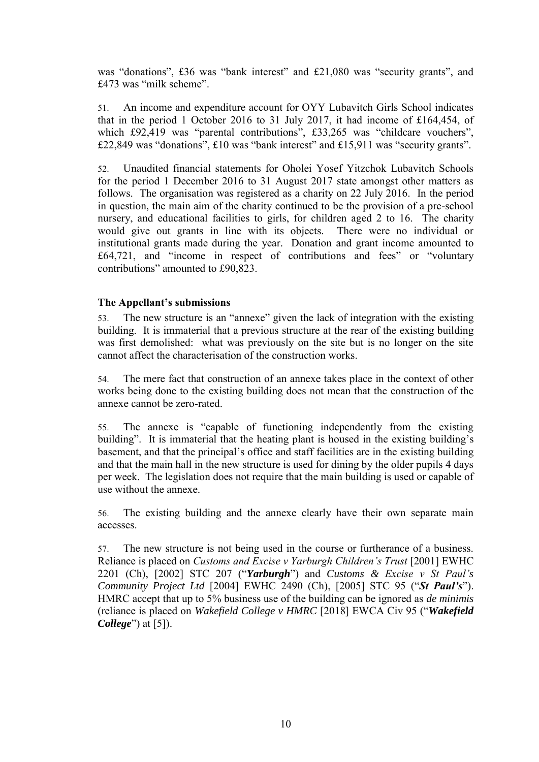was “donations”, £36 was “bank interest” and £21,080 was “security grants”, and £473 was “milk scheme”.

51. An income and expenditure account for OYY Lubavitch Girls School indicates that in the period 1 October 2016 to 31 July 2017, it had income of £164,454, of which £92,419 was “parental contributions”, £33,265 was “childcare vouchers”, £22,849 was “donations”, £10 was “bank interest” and £15,911 was “security grants”.

52. Unaudited financial statements for Oholei Yosef Yitzchok Lubavitch Schools for the period 1 December 2016 to 31 August 2017 state amongst other matters as follows. The organisation was registered as a charity on 22 July 2016. In the period in question, the main aim of the charity continued to be the provision of a pre-school nursery, and educational facilities to girls, for children aged 2 to 16. The charity would give out grants in line with its objects. There were no individual or institutional grants made during the year. Donation and grant income amounted to £64,721, and “income in respect of contributions and fees” or “voluntary contributions” amounted to £90,823.

### The Appellant’s submissions

53. The new structure is an “annexe” given the lack of integration with the existing building. It is immaterial that a previous structure at the rear of the existing building was first demolished: what was previously on the site but is no longer on the site cannot affect the characterisation of the construction works.

54. The mere fact that construction of an annexe takes place in the context of other works being done to the existing building does not mean that the construction of the annexe cannot be zero-rated.

55. The annexe is “capable of functioning independently from the existing building”. It is immaterial that the heating plant is housed in the existing building’s basement, and that the principal’s office and staff facilities are in the existing building and that the main hall in the new structure is used for dining by the older pupils 4 days per week. The legislation does not require that the main building is used or capable of use without the annexe.

56. The existing building and the annexe clearly have their own separate main accesses.

57. The new structure is not being used in the course or furtherance of a business. Reliance is placed on *Customs and Excise v Yarburgh Children’s Trust* [2001] EWHC 2201 (Ch), [2002] STC 207 (“***Yarburgh***”) and *Customs & Excise v St Paul’s Community Project Ltd* [2004] EWHC 2490 (Ch), [2005] STC 95 (“***St Paul’s***”). HMRC accept that up to 5% business use of the building can be ignored as *de minimis* (reliance is placed on *Wakefield College v HMRC* [2018] EWCA Civ 95 (“***Wakefield College***”) at [5]).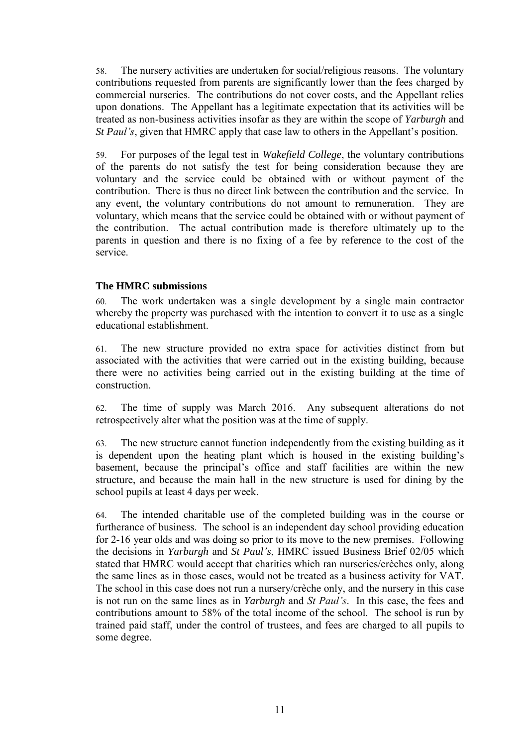58. The nursery activities are undertaken for social/religious reasons. The voluntary contributions requested from parents are significantly lower than the fees charged by commercial nurseries. The contributions do not cover costs, and the Appellant relies upon donations. The Appellant has a legitimate expectation that its activities will be treated as non-business activities insofar as they are within the scope of *Yarburgh* and *St Paul's*, given that HMRC apply that case law to others in the Appellant's position.

59. For purposes of the legal test in *Wakefield College*, the voluntary contributions of the parents do not satisfy the test for being consideration because they are voluntary and the service could be obtained with or without payment of the contribution. There is thus no direct link between the contribution and the service. In any event, the voluntary contributions do not amount to remuneration. They are voluntary, which means that the service could be obtained with or without payment of the contribution. The actual contribution made is therefore ultimately up to the parents in question and there is no fixing of a fee by reference to the cost of the service.

### The HMRC submissions

60. The work undertaken was a single development by a single main contractor whereby the property was purchased with the intention to convert it to use as a single educational establishment.

61. The new structure provided no extra space for activities distinct from but associated with the activities that were carried out in the existing building, because there were no activities being carried out in the existing building at the time of construction.

62. The time of supply was March 2016. Any subsequent alterations do not retrospectively alter what the position was at the time of supply.

63. The new structure cannot function independently from the existing building as it is dependent upon the heating plant which is housed in the existing building's basement, because the principal's office and staff facilities are within the new structure, and because the main hall in the new structure is used for dining by the school pupils at least 4 days per week.

64. The intended charitable use of the completed building was in the course or furtherance of business. The school is an independent day school providing education for 2-16 year olds and was doing so prior to its move to the new premises. Following the decisions in *Yarburgh* and *St Paul's*, HMRC issued Business Brief 02/05 which stated that HMRC would accept that charities which ran nurseries/crèches only, along the same lines as in those cases, would not be treated as a business activity for VAT. The school in this case does not run a nursery/crèche only, and the nursery in this case is not run on the same lines as in *Yarburgh* and *St Paul's*. In this case, the fees and contributions amount to 58% of the total income of the school. The school is run by trained paid staff, under the control of trustees, and fees are charged to all pupils to some degree.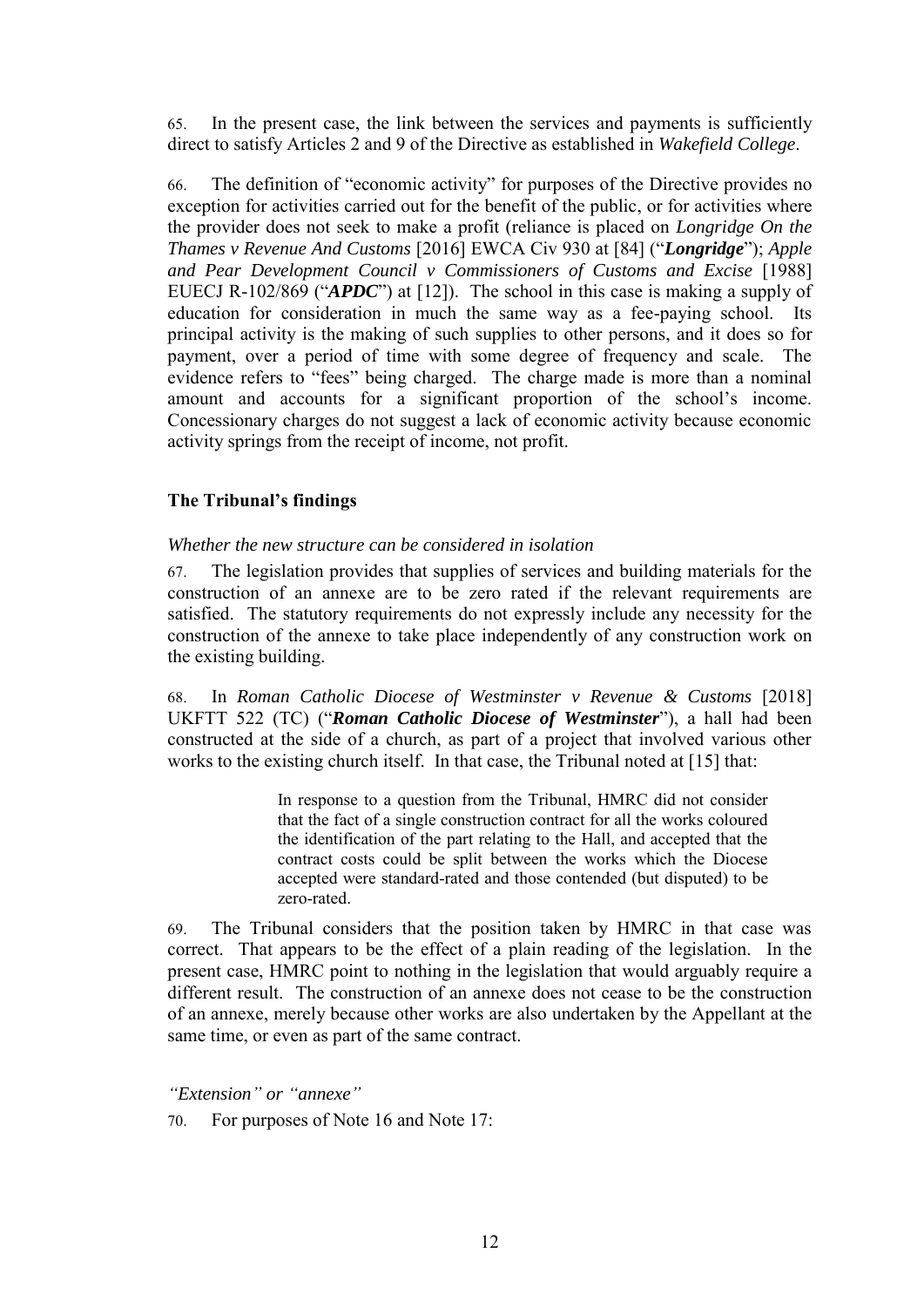65. In the present case, the link between the services and payments is sufficiently direct to satisfy Articles 2 and 9 of the Directive as established in *Wakefield College*.

66. The definition of "economic activity" for purposes of the Directive provides no exception for activities carried out for the benefit of the public, or for activities where the provider does not seek to make a profit (reliance is placed on *Longridge On the Thames v Revenue And Customs* [2016] EWCA Civ 930 at [84] ("***Longridge***"); *Apple and Pear Development Council v Commissioners of Customs and Excise* [1988] EUECJ R-102/869 ("***APDC***") at [12]). The school in this case is making a supply of education for consideration in much the same way as a fee-paying school. Its principal activity is the making of such supplies to other persons, and it does so for payment, over a period of time with some degree of frequency and scale. The evidence refers to "fees" being charged. The charge made is more than a nominal amount and accounts for a significant proportion of the school's income. Concessionary charges do not suggest a lack of economic activity because economic activity springs from the receipt of income, not profit.

## The Tribunal's findings

*Whether the new structure can be considered in isolation*

67. The legislation provides that supplies of services and building materials for the construction of an annexe are to be zero rated if the relevant requirements are satisfied. The statutory requirements do not expressly include any necessity for the construction of the annexe to take place independently of any construction work on the existing building.

68. In *Roman Catholic Diocese of Westminster v Revenue & Customs* [2018] UKFTT 522 (TC) ("***Roman Catholic Diocese of Westminster***"), a hall had been constructed at the side of a church, as part of a project that involved various other works to the existing church itself. In that case, the Tribunal noted at [15] that:

> In response to a question from the Tribunal, HMRC did not consider that the fact of a single construction contract for all the works coloured the identification of the part relating to the Hall, and accepted that the contract costs could be split between the works which the Diocese accepted were standard-rated and those contended (but disputed) to be zero-rated.

69. The Tribunal considers that the position taken by HMRC in that case was correct. That appears to be the effect of a plain reading of the legislation. In the present case, HMRC point to nothing in the legislation that would arguably require a different result. The construction of an annexe does not cease to be the construction of an annexe, merely because other works are also undertaken by the Appellant at the same time, or even as part of the same contract.

*"Extension" or "annexe"*

70. For purposes of Note 16 and Note 17: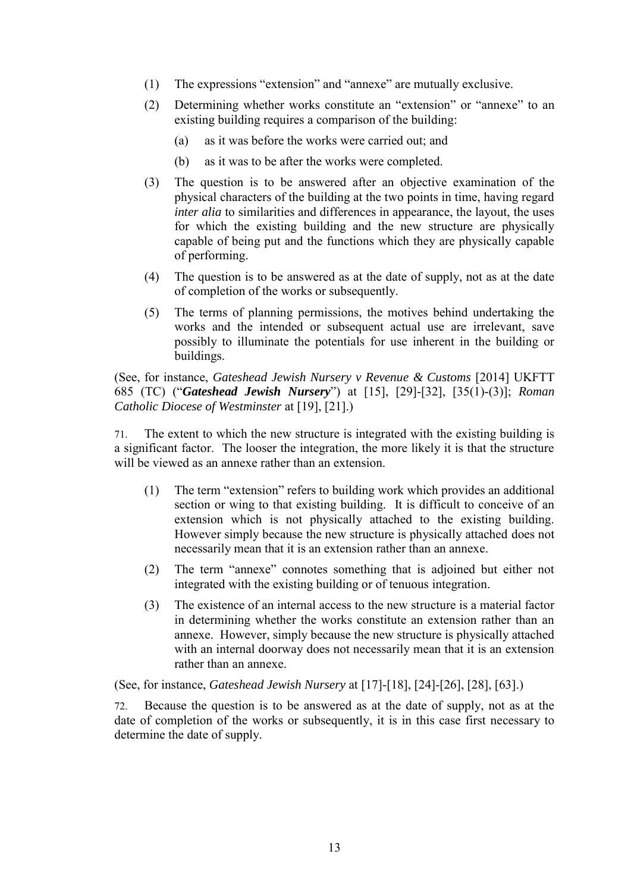(1) The expressions "extension" and "annexe" are mutually exclusive.

(2) Determining whether works constitute an "extension" or "annexe" to an existing building requires a comparison of the building:

  (a) as it was before the works were carried out; and

  (b) as it was to be after the works were completed.

(3) The question is to be answered after an objective examination of the physical characters of the building at the two points in time, having regard *inter alia* to similarities and differences in appearance, the layout, the uses for which the existing building and the new structure are physically capable of being put and the functions which they are physically capable of performing.

(4) The question is to be answered as at the date of supply, not as at the date of completion of the works or subsequently.

(5) The terms of planning permissions, the motives behind undertaking the works and the intended or subsequent actual use are irrelevant, save possibly to illuminate the potentials for use inherent in the building or buildings.

(See, for instance, *Gateshead Jewish Nursery v Revenue & Customs* [2014] UKFTT 685 (TC) ("***Gateshead Jewish Nursery***") at [15], [29]-[32], [35(1)-(3)]; *Roman Catholic Diocese of Westminster* at [19], [21].)

71. The extent to which the new structure is integrated with the existing building is a significant factor. The looser the integration, the more likely it is that the structure will be viewed as an annexe rather than an extension.

(1) The term "extension" refers to building work which provides an additional section or wing to that existing building. It is difficult to conceive of an extension which is not physically attached to the existing building. However simply because the new structure is physically attached does not necessarily mean that it is an extension rather than an annexe.

(2) The term "annexe" connotes something that is adjoined but either not integrated with the existing building or of tenuous integration.

(3) The existence of an internal access to the new structure is a material factor in determining whether the works constitute an extension rather than an annexe. However, simply because the new structure is physically attached with an internal doorway does not necessarily mean that it is an extension rather than an annexe.

(See, for instance, *Gateshead Jewish Nursery* at [17]-[18], [24]-[26], [28], [63].)

72. Because the question is to be answered as at the date of supply, not as at the date of completion of the works or subsequently, it is in this case first necessary to determine the date of supply.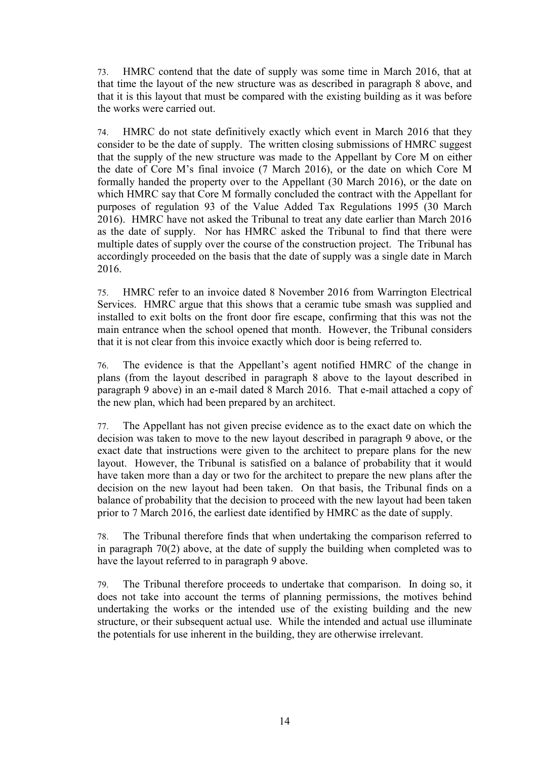73. HMRC contend that the date of supply was some time in March 2016, that at that time the layout of the new structure was as described in paragraph 8 above, and that it is this layout that must be compared with the existing building as it was before the works were carried out.

74. HMRC do not state definitively exactly which event in March 2016 that they consider to be the date of supply. The written closing submissions of HMRC suggest that the supply of the new structure was made to the Appellant by Core M on either the date of Core M's final invoice (7 March 2016), or the date on which Core M formally handed the property over to the Appellant (30 March 2016), or the date on which HMRC say that Core M formally concluded the contract with the Appellant for purposes of regulation 93 of the Value Added Tax Regulations 1995 (30 March 2016). HMRC have not asked the Tribunal to treat any date earlier than March 2016 as the date of supply. Nor has HMRC asked the Tribunal to find that there were multiple dates of supply over the course of the construction project. The Tribunal has accordingly proceeded on the basis that the date of supply was a single date in March 2016.

75. HMRC refer to an invoice dated 8 November 2016 from Warrington Electrical Services. HMRC argue that this shows that a ceramic tube smash was supplied and installed to exit bolts on the front door fire escape, confirming that this was not the main entrance when the school opened that month. However, the Tribunal considers that it is not clear from this invoice exactly which door is being referred to.

76. The evidence is that the Appellant's agent notified HMRC of the change in plans (from the layout described in paragraph 8 above to the layout described in paragraph 9 above) in an e-mail dated 8 March 2016. That e-mail attached a copy of the new plan, which had been prepared by an architect.

77. The Appellant has not given precise evidence as to the exact date on which the decision was taken to move to the new layout described in paragraph 9 above, or the exact date that instructions were given to the architect to prepare plans for the new layout. However, the Tribunal is satisfied on a balance of probability that it would have taken more than a day or two for the architect to prepare the new plans after the decision on the new layout had been taken. On that basis, the Tribunal finds on a balance of probability that the decision to proceed with the new layout had been taken prior to 7 March 2016, the earliest date identified by HMRC as the date of supply.

78. The Tribunal therefore finds that when undertaking the comparison referred to in paragraph 70(2) above, at the date of supply the building when completed was to have the layout referred to in paragraph 9 above.

79. The Tribunal therefore proceeds to undertake that comparison. In doing so, it does not take into account the terms of planning permissions, the motives behind undertaking the works or the intended use of the existing building and the new structure, or their subsequent actual use. While the intended and actual use illuminate the potentials for use inherent in the building, they are otherwise irrelevant.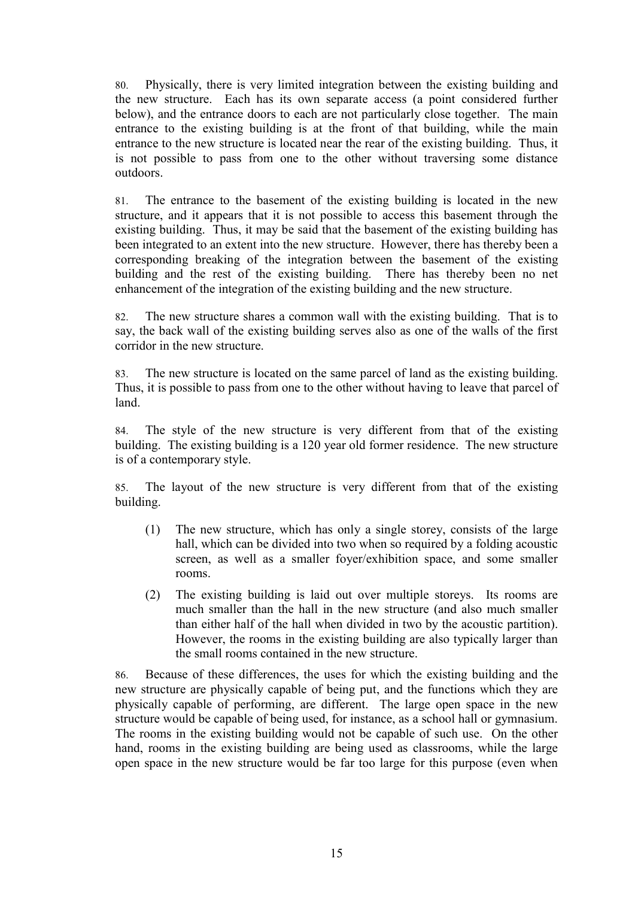80. Physically, there is very limited integration between the existing building and the new structure. Each has its own separate access (a point considered further below), and the entrance doors to each are not particularly close together. The main entrance to the existing building is at the front of that building, while the main entrance to the new structure is located near the rear of the existing building. Thus, it is not possible to pass from one to the other without traversing some distance outdoors.

81. The entrance to the basement of the existing building is located in the new structure, and it appears that it is not possible to access this basement through the existing building. Thus, it may be said that the basement of the existing building has been integrated to an extent into the new structure. However, there has thereby been a corresponding breaking of the integration between the basement of the existing building and the rest of the existing building. There has thereby been no net enhancement of the integration of the existing building and the new structure.

82. The new structure shares a common wall with the existing building. That is to say, the back wall of the existing building serves also as one of the walls of the first corridor in the new structure.

83. The new structure is located on the same parcel of land as the existing building. Thus, it is possible to pass from one to the other without having to leave that parcel of land.

84. The style of the new structure is very different from that of the existing building. The existing building is a 120 year old former residence. The new structure is of a contemporary style.

85. The layout of the new structure is very different from that of the existing building.

(1) The new structure, which has only a single storey, consists of the large hall, which can be divided into two when so required by a folding acoustic screen, as well as a smaller foyer/exhibition space, and some smaller rooms.

(2) The existing building is laid out over multiple storeys. Its rooms are much smaller than the hall in the new structure (and also much smaller than either half of the hall when divided in two by the acoustic partition). However, the rooms in the existing building are also typically larger than the small rooms contained in the new structure.

86. Because of these differences, the uses for which the existing building and the new structure are physically capable of being put, and the functions which they are physically capable of performing, are different. The large open space in the new structure would be capable of being used, for instance, as a school hall or gymnasium. The rooms in the existing building would not be capable of such use. On the other hand, rooms in the existing building are being used as classrooms, while the large open space in the new structure would be far too large for this purpose (even when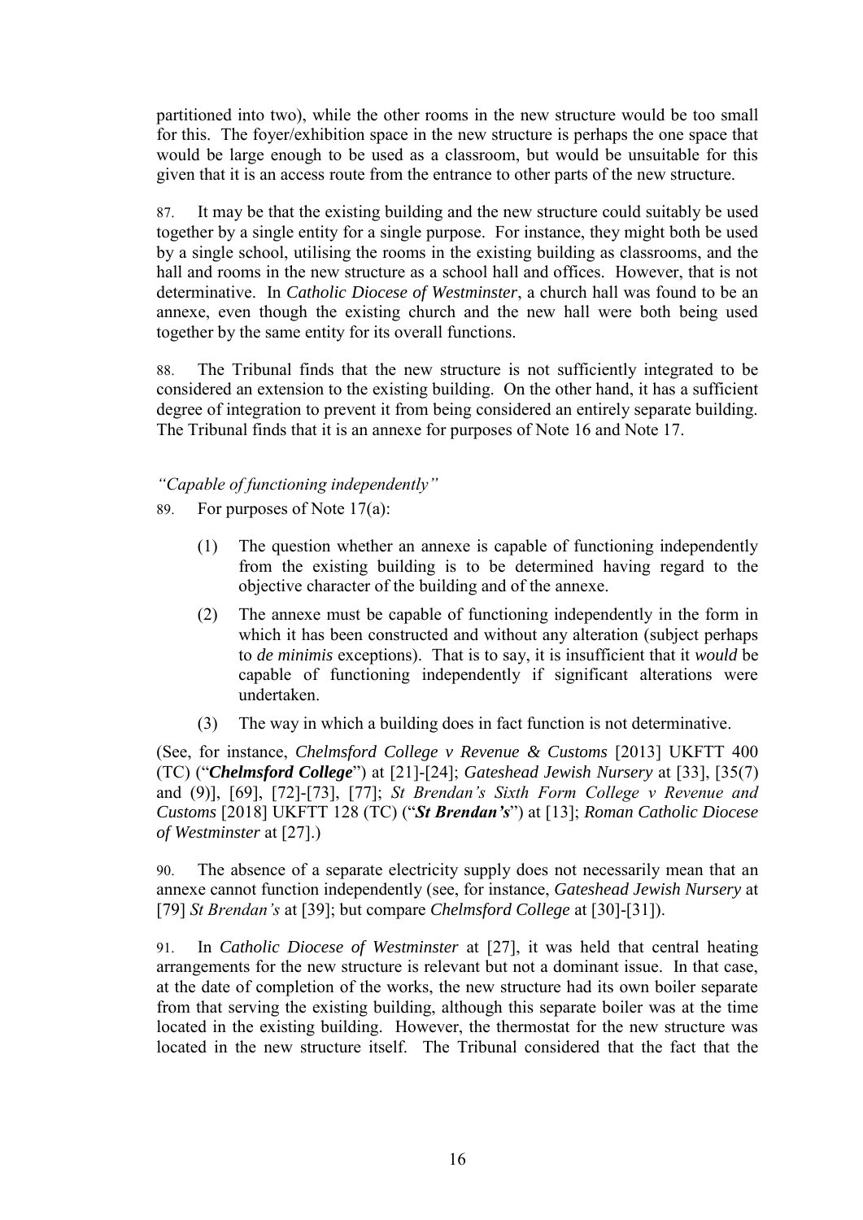partitioned into two), while the other rooms in the new structure would be too small for this. The foyer/exhibition space in the new structure is perhaps the one space that would be large enough to be used as a classroom, but would be unsuitable for this given that it is an access route from the entrance to other parts of the new structure.

87. It may be that the existing building and the new structure could suitably be used together by a single entity for a single purpose. For instance, they might both be used by a single school, utilising the rooms in the existing building as classrooms, and the hall and rooms in the new structure as a school hall and offices. However, that is not determinative. In *Catholic Diocese of Westminster*, a church hall was found to be an annexe, even though the existing church and the new hall were both being used together by the same entity for its overall functions.

88. The Tribunal finds that the new structure is not sufficiently integrated to be considered an extension to the existing building. On the other hand, it has a sufficient degree of integration to prevent it from being considered an entirely separate building. The Tribunal finds that it is an annexe for purposes of Note 16 and Note 17.

*"Capable of functioning independently"*

89. For purposes of Note 17(a):

(1) The question whether an annexe is capable of functioning independently from the existing building is to be determined having regard to the objective character of the building and of the annexe.

(2) The annexe must be capable of functioning independently in the form in which it has been constructed and without any alteration (subject perhaps to *de minimis* exceptions). That is to say, it is insufficient that it *would* be capable of functioning independently if significant alterations were undertaken.

(3) The way in which a building does in fact function is not determinative.

(See, for instance, *Chelmsford College v Revenue & Customs* [2013] UKFTT 400 (TC) ("***Chelmsford College***") at [21]-[24]; *Gateshead Jewish Nursery* at [33], [35(7) and (9)], [69], [72]-[73], [77]; *St Brendan's Sixth Form College v Revenue and Customs* [2018] UKFTT 128 (TC) ("***St Brendan's***") at [13]; *Roman Catholic Diocese of Westminster* at [27].)

90. The absence of a separate electricity supply does not necessarily mean that an annexe cannot function independently (see, for instance, *Gateshead Jewish Nursery* at [79] *St Brendan's* at [39]; but compare *Chelmsford College* at [30]-[31]).

91. In *Catholic Diocese of Westminster* at [27], it was held that central heating arrangements for the new structure is relevant but not a dominant issue. In that case, at the date of completion of the works, the new structure had its own boiler separate from that serving the existing building, although this separate boiler was at the time located in the existing building. However, the thermostat for the new structure was located in the new structure itself. The Tribunal considered that the fact that the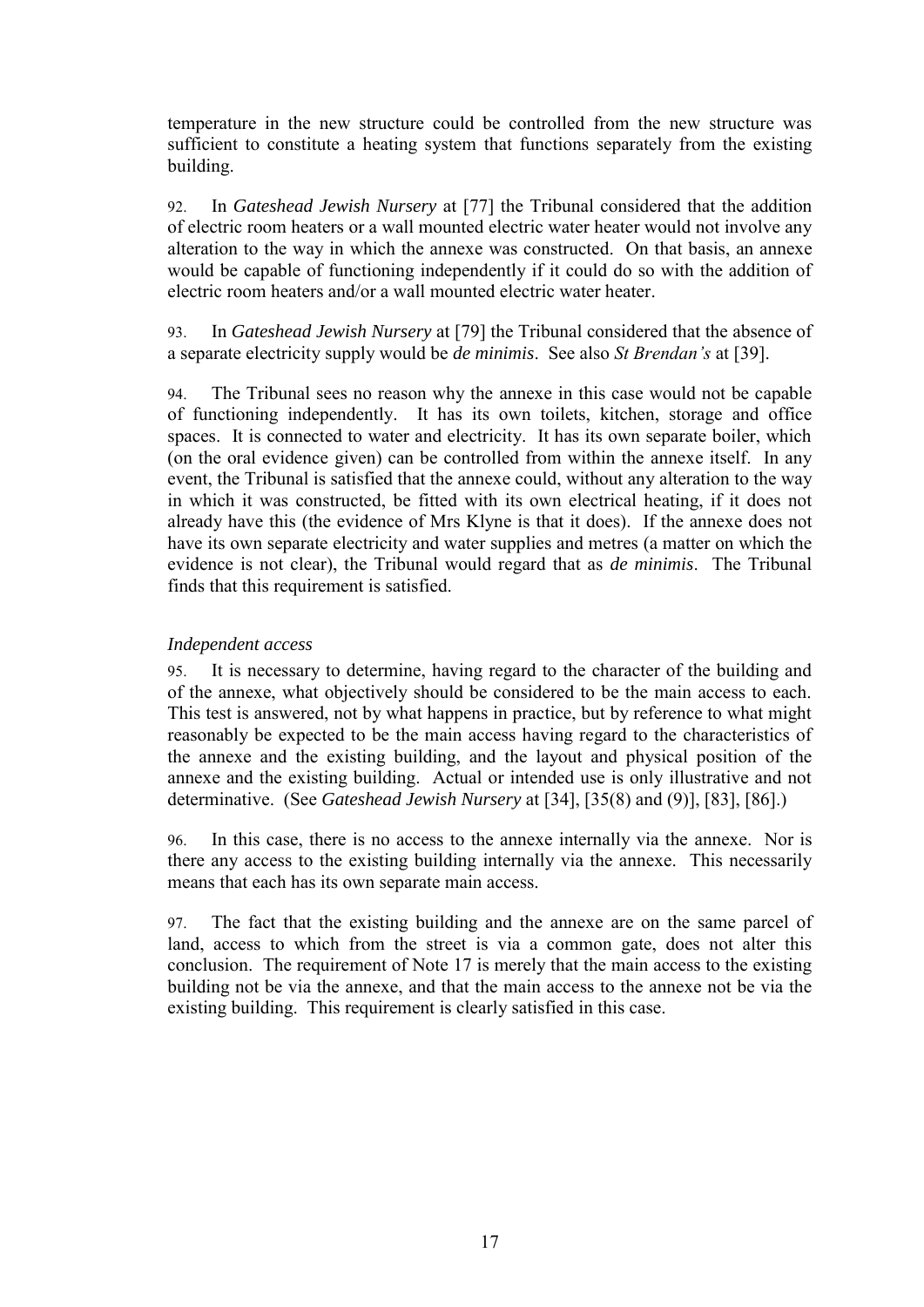temperature in the new structure could be controlled from the new structure was sufficient to constitute a heating system that functions separately from the existing building.

92. In *Gateshead Jewish Nursery* at [77] the Tribunal considered that the addition of electric room heaters or a wall mounted electric water heater would not involve any alteration to the way in which the annexe was constructed. On that basis, an annexe would be capable of functioning independently if it could do so with the addition of electric room heaters and/or a wall mounted electric water heater.

93. In *Gateshead Jewish Nursery* at [79] the Tribunal considered that the absence of a separate electricity supply would be *de minimis*. See also *St Brendan's* at [39].

94. The Tribunal sees no reason why the annexe in this case would not be capable of functioning independently. It has its own toilets, kitchen, storage and office spaces. It is connected to water and electricity. It has its own separate boiler, which (on the oral evidence given) can be controlled from within the annexe itself. In any event, the Tribunal is satisfied that the annexe could, without any alteration to the way in which it was constructed, be fitted with its own electrical heating, if it does not already have this (the evidence of Mrs Klyne is that it does). If the annexe does not have its own separate electricity and water supplies and metres (a matter on which the evidence is not clear), the Tribunal would regard that as *de minimis*. The Tribunal finds that this requirement is satisfied.

*Independent access*

95. It is necessary to determine, having regard to the character of the building and of the annexe, what objectively should be considered to be the main access to each. This test is answered, not by what happens in practice, but by reference to what might reasonably be expected to be the main access having regard to the characteristics of the annexe and the existing building, and the layout and physical position of the annexe and the existing building. Actual or intended use is only illustrative and not determinative. (See *Gateshead Jewish Nursery* at [34], [35(8) and (9)], [83], [86].)

96. In this case, there is no access to the annexe internally via the annexe. Nor is there any access to the existing building internally via the annexe. This necessarily means that each has its own separate main access.

97. The fact that the existing building and the annexe are on the same parcel of land, access to which from the street is via a common gate, does not alter this conclusion. The requirement of Note 17 is merely that the main access to the existing building not be via the annexe, and that the main access to the annexe not be via the existing building. This requirement is clearly satisfied in this case.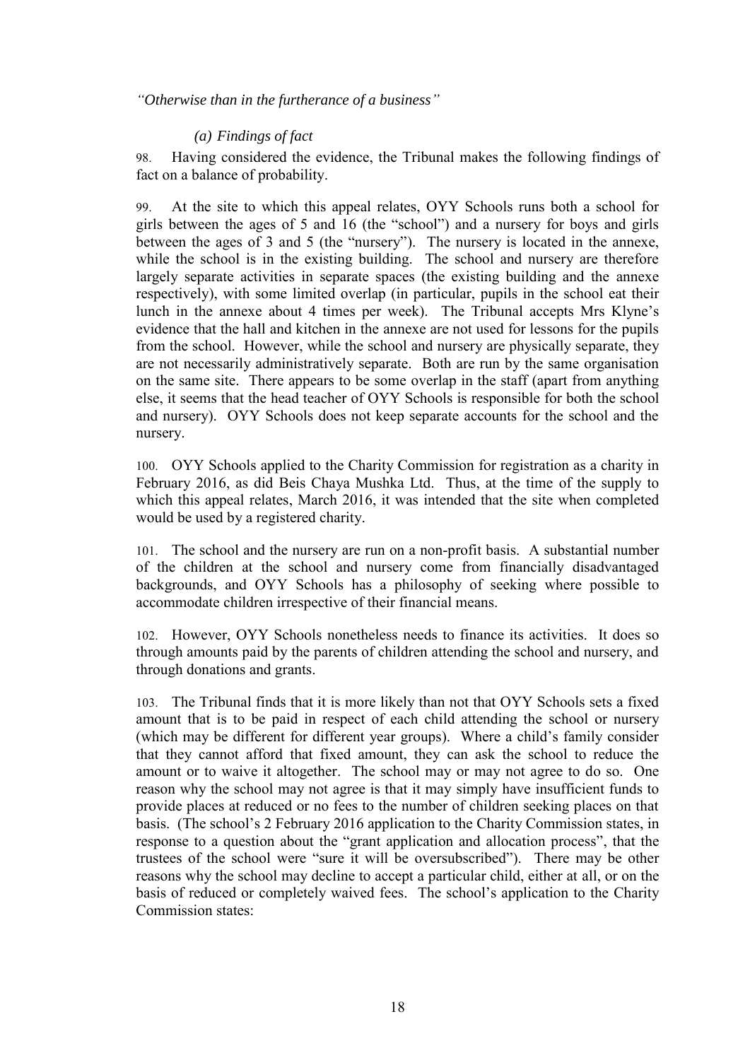*"Otherwise than in the furtherance of a business"*

*(a) Findings of fact*

98. Having considered the evidence, the Tribunal makes the following findings of fact on a balance of probability.

99. At the site to which this appeal relates, OYY Schools runs both a school for girls between the ages of 5 and 16 (the "school") and a nursery for boys and girls between the ages of 3 and 5 (the "nursery"). The nursery is located in the annexe, while the school is in the existing building. The school and nursery are therefore largely separate activities in separate spaces (the existing building and the annexe respectively), with some limited overlap (in particular, pupils in the school eat their lunch in the annexe about 4 times per week). The Tribunal accepts Mrs Klyne's evidence that the hall and kitchen in the annexe are not used for lessons for the pupils from the school. However, while the school and nursery are physically separate, they are not necessarily administratively separate. Both are run by the same organisation on the same site. There appears to be some overlap in the staff (apart from anything else, it seems that the head teacher of OYY Schools is responsible for both the school and nursery). OYY Schools does not keep separate accounts for the school and the nursery.

100. OYY Schools applied to the Charity Commission for registration as a charity in February 2016, as did Beis Chaya Mushka Ltd. Thus, at the time of the supply to which this appeal relates, March 2016, it was intended that the site when completed would be used by a registered charity.

101. The school and the nursery are run on a non-profit basis. A substantial number of the children at the school and nursery come from financially disadvantaged backgrounds, and OYY Schools has a philosophy of seeking where possible to accommodate children irrespective of their financial means.

102. However, OYY Schools nonetheless needs to finance its activities. It does so through amounts paid by the parents of children attending the school and nursery, and through donations and grants.

103. The Tribunal finds that it is more likely than not that OYY Schools sets a fixed amount that is to be paid in respect of each child attending the school or nursery (which may be different for different year groups). Where a child's family consider that they cannot afford that fixed amount, they can ask the school to reduce the amount or to waive it altogether. The school may or may not agree to do so. One reason why the school may not agree is that it may simply have insufficient funds to provide places at reduced or no fees to the number of children seeking places on that basis. (The school's 2 February 2016 application to the Charity Commission states, in response to a question about the "grant application and allocation process", that the trustees of the school were "sure it will be oversubscribed"). There may be other reasons why the school may decline to accept a particular child, either at all, or on the basis of reduced or completely waived fees. The school's application to the Charity Commission states: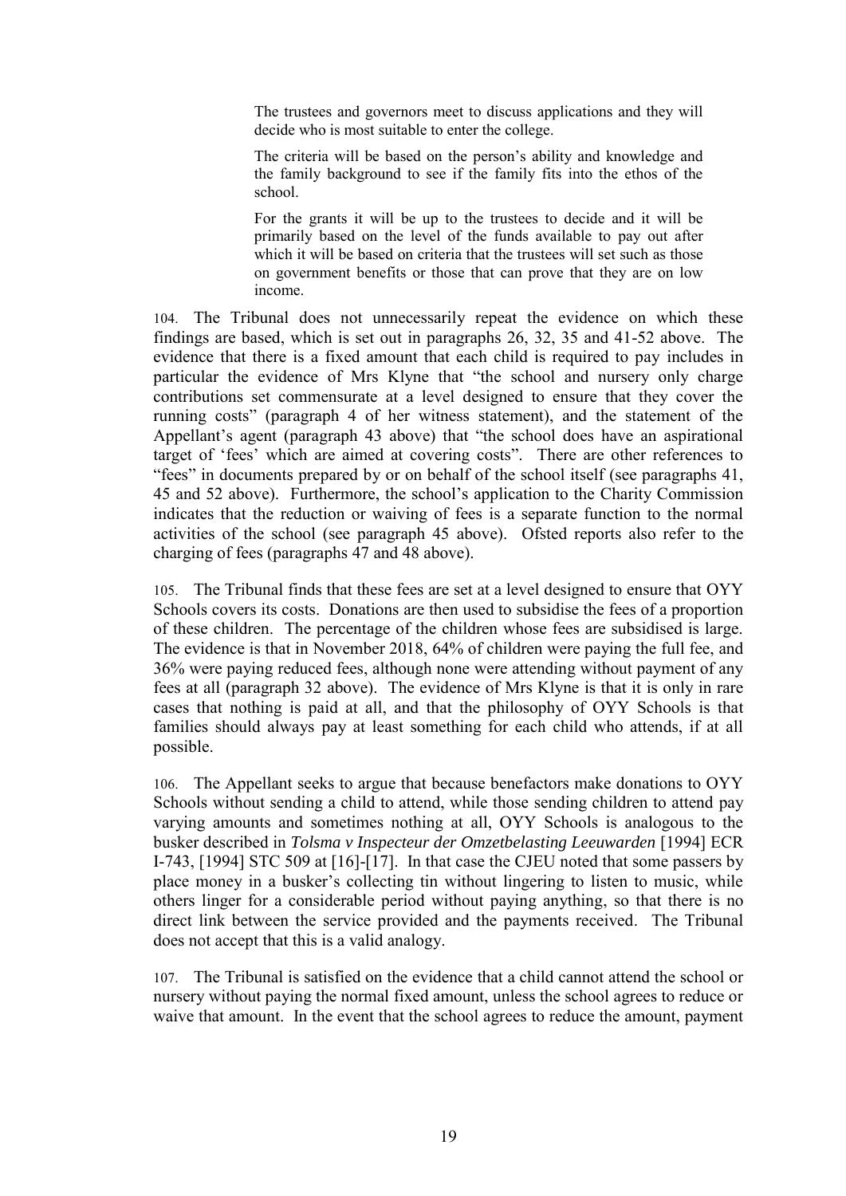> The trustees and governors meet to discuss applications and they will decide who is most suitable to enter the college.
>
> The criteria will be based on the person's ability and knowledge and the family background to see if the family fits into the ethos of the school.
>
> For the grants it will be up to the trustees to decide and it will be primarily based on the level of the funds available to pay out after which it will be based on criteria that the trustees will set such as those on government benefits or those that can prove that they are on low income.

104. The Tribunal does not unnecessarily repeat the evidence on which these findings are based, which is set out in paragraphs 26, 32, 35 and 41-52 above. The evidence that there is a fixed amount that each child is required to pay includes in particular the evidence of Mrs Klyne that "the school and nursery only charge contributions set commensurate at a level designed to ensure that they cover the running costs" (paragraph 4 of her witness statement), and the statement of the Appellant's agent (paragraph 43 above) that "the school does have an aspirational target of 'fees' which are aimed at covering costs". There are other references to "fees" in documents prepared by or on behalf of the school itself (see paragraphs 41, 45 and 52 above). Furthermore, the school's application to the Charity Commission indicates that the reduction or waiving of fees is a separate function to the normal activities of the school (see paragraph 45 above). Ofsted reports also refer to the charging of fees (paragraphs 47 and 48 above).

105. The Tribunal finds that these fees are set at a level designed to ensure that OYY Schools covers its costs. Donations are then used to subsidise the fees of a proportion of these children. The percentage of the children whose fees are subsidised is large. The evidence is that in November 2018, 64% of children were paying the full fee, and 36% were paying reduced fees, although none were attending without payment of any fees at all (paragraph 32 above). The evidence of Mrs Klyne is that it is only in rare cases that nothing is paid at all, and that the philosophy of OYY Schools is that families should always pay at least something for each child who attends, if at all possible.

106. The Appellant seeks to argue that because benefactors make donations to OYY Schools without sending a child to attend, while those sending children to attend pay varying amounts and sometimes nothing at all, OYY Schools is analogous to the busker described in *Tolsma v Inspecteur der Omzetbelasting Leeuwarden* [1994] ECR I-743, [1994] STC 509 at [16]-[17]. In that case the CJEU noted that some passers by place money in a busker's collecting tin without lingering to listen to music, while others linger for a considerable period without paying anything, so that there is no direct link between the service provided and the payments received. The Tribunal does not accept that this is a valid analogy.

107. The Tribunal is satisfied on the evidence that a child cannot attend the school or nursery without paying the normal fixed amount, unless the school agrees to reduce or waive that amount. In the event that the school agrees to reduce the amount, payment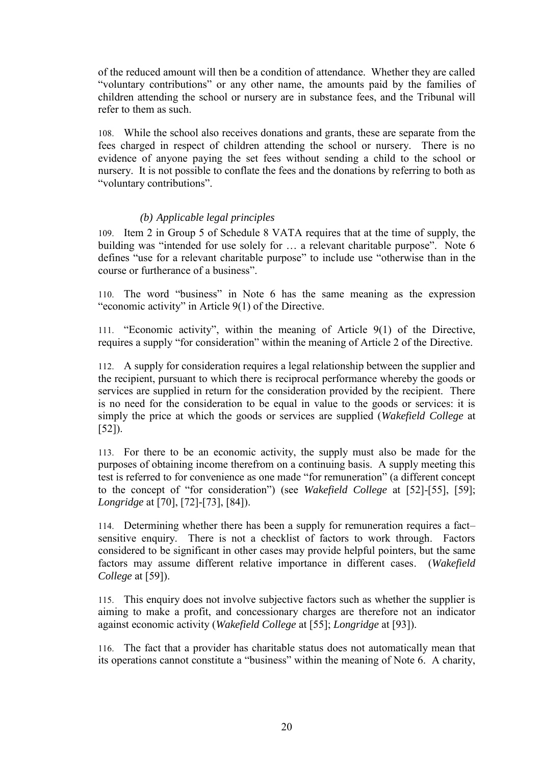of the reduced amount will then be a condition of attendance. Whether they are called "voluntary contributions" or any other name, the amounts paid by the families of children attending the school or nursery are in substance fees, and the Tribunal will refer to them as such.

108. While the school also receives donations and grants, these are separate from the fees charged in respect of children attending the school or nursery. There is no evidence of anyone paying the set fees without sending a child to the school or nursery. It is not possible to conflate the fees and the donations by referring to both as "voluntary contributions".

### *(b) Applicable legal principles*

109. Item 2 in Group 5 of Schedule 8 VATA requires that at the time of supply, the building was "intended for use solely for … a relevant charitable purpose". Note 6 defines "use for a relevant charitable purpose" to include use "otherwise than in the course or furtherance of a business".

110. The word "business" in Note 6 has the same meaning as the expression "economic activity" in Article 9(1) of the Directive.

111. "Economic activity", within the meaning of Article 9(1) of the Directive, requires a supply "for consideration" within the meaning of Article 2 of the Directive.

112. A supply for consideration requires a legal relationship between the supplier and the recipient, pursuant to which there is reciprocal performance whereby the goods or services are supplied in return for the consideration provided by the recipient. There is no need for the consideration to be equal in value to the goods or services: it is simply the price at which the goods or services are supplied (*Wakefield College* at [52]).

113. For there to be an economic activity, the supply must also be made for the purposes of obtaining income therefrom on a continuing basis. A supply meeting this test is referred to for convenience as one made "for remuneration" (a different concept to the concept of "for consideration") (see *Wakefield College* at [52]-[55], [59]; *Longridge* at [70], [72]-[73], [84]).

114. Determining whether there has been a supply for remuneration requires a fact–sensitive enquiry. There is not a checklist of factors to work through. Factors considered to be significant in other cases may provide helpful pointers, but the same factors may assume different relative importance in different cases. (*Wakefield College* at [59]).

115. This enquiry does not involve subjective factors such as whether the supplier is aiming to make a profit, and concessionary charges are therefore not an indicator against economic activity (*Wakefield College* at [55]; *Longridge* at [93]).

116. The fact that a provider has charitable status does not automatically mean that its operations cannot constitute a "business" within the meaning of Note 6. A charity,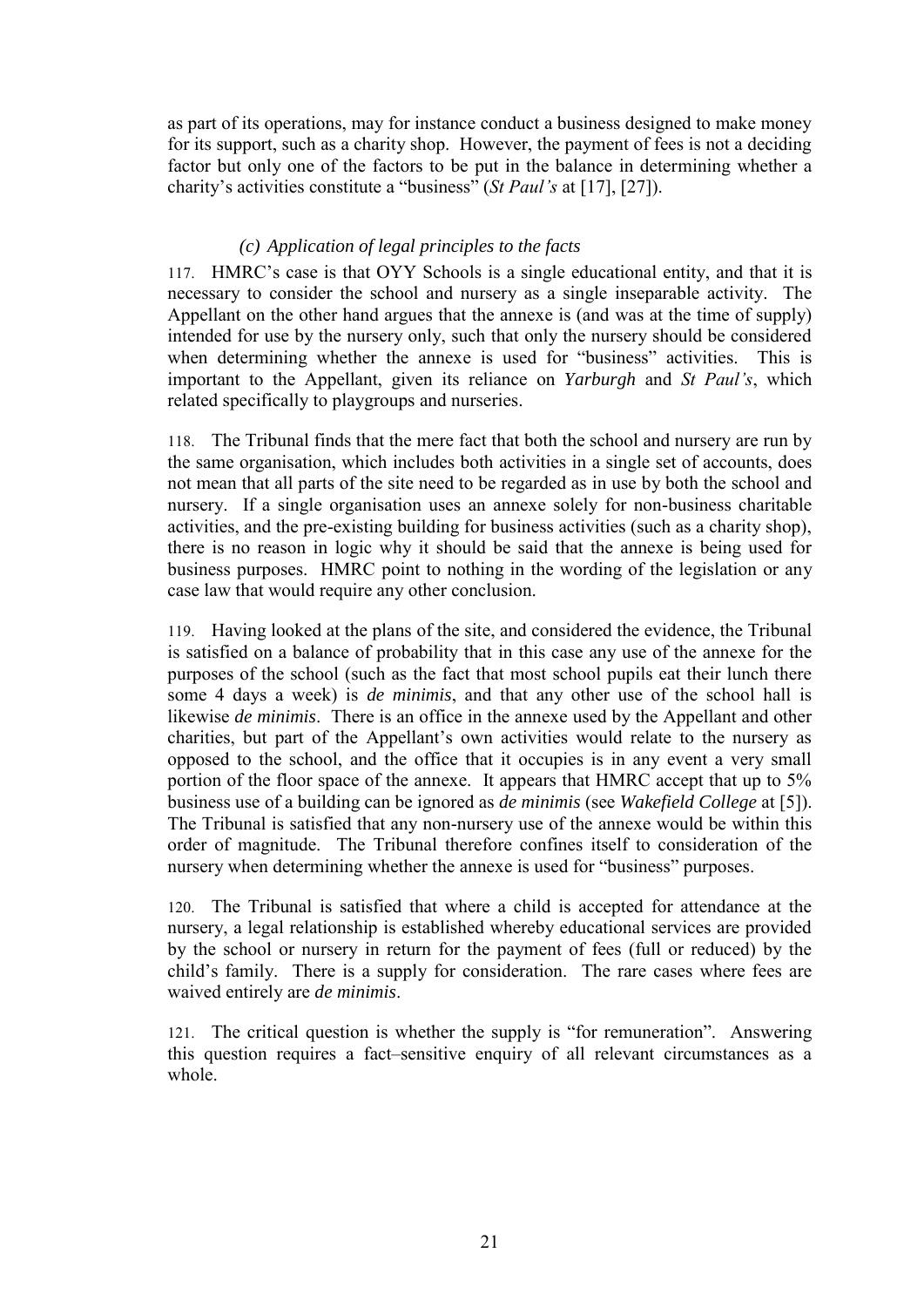as part of its operations, may for instance conduct a business designed to make money for its support, such as a charity shop. However, the payment of fees is not a deciding factor but only one of the factors to be put in the balance in determining whether a charity's activities constitute a "business" (*St Paul's* at [17], [27]).

### *(c) Application of legal principles to the facts*

117. HMRC's case is that OYY Schools is a single educational entity, and that it is necessary to consider the school and nursery as a single inseparable activity. The Appellant on the other hand argues that the annexe is (and was at the time of supply) intended for use by the nursery only, such that only the nursery should be considered when determining whether the annexe is used for "business" activities. This is important to the Appellant, given its reliance on *Yarburgh* and *St Paul's*, which related specifically to playgroups and nurseries.

118. The Tribunal finds that the mere fact that both the school and nursery are run by the same organisation, which includes both activities in a single set of accounts, does not mean that all parts of the site need to be regarded as in use by both the school and nursery. If a single organisation uses an annexe solely for non-business charitable activities, and the pre-existing building for business activities (such as a charity shop), there is no reason in logic why it should be said that the annexe is being used for business purposes. HMRC point to nothing in the wording of the legislation or any case law that would require any other conclusion.

119. Having looked at the plans of the site, and considered the evidence, the Tribunal is satisfied on a balance of probability that in this case any use of the annexe for the purposes of the school (such as the fact that most school pupils eat their lunch there some 4 days a week) is *de minimis*, and that any other use of the school hall is likewise *de minimis*. There is an office in the annexe used by the Appellant and other charities, but part of the Appellant's own activities would relate to the nursery as opposed to the school, and the office that it occupies is in any event a very small portion of the floor space of the annexe. It appears that HMRC accept that up to 5% business use of a building can be ignored as *de minimis* (see *Wakefield College* at [5]). The Tribunal is satisfied that any non-nursery use of the annexe would be within this order of magnitude. The Tribunal therefore confines itself to consideration of the nursery when determining whether the annexe is used for "business" purposes.

120. The Tribunal is satisfied that where a child is accepted for attendance at the nursery, a legal relationship is established whereby educational services are provided by the school or nursery in return for the payment of fees (full or reduced) by the child's family. There is a supply for consideration. The rare cases where fees are waived entirely are *de minimis*.

121. The critical question is whether the supply is "for remuneration". Answering this question requires a fact–sensitive enquiry of all relevant circumstances as a whole.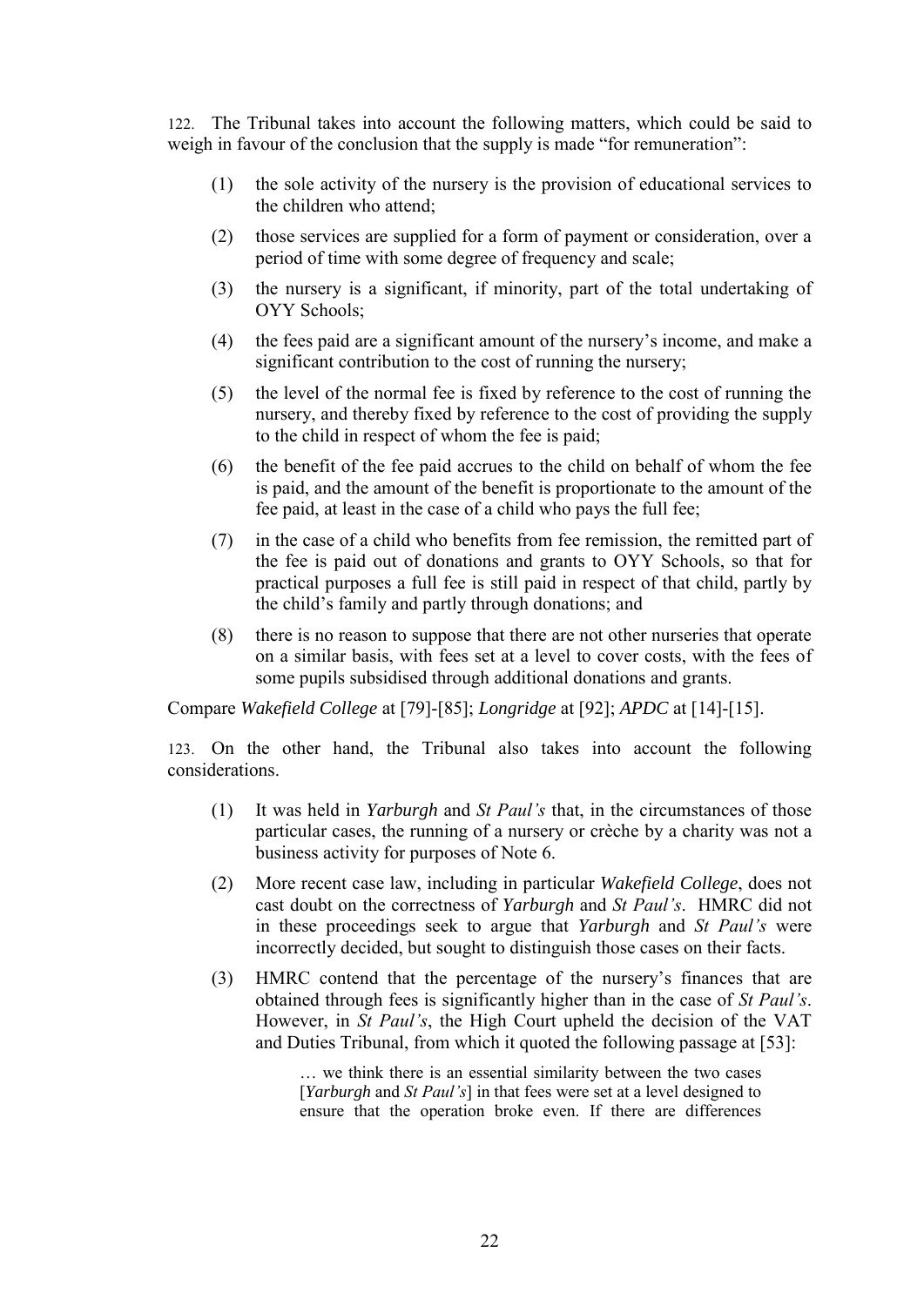122. The Tribunal takes into account the following matters, which could be said to weigh in favour of the conclusion that the supply is made "for remuneration":

(1) the sole activity of the nursery is the provision of educational services to the children who attend;

(2) those services are supplied for a form of payment or consideration, over a period of time with some degree of frequency and scale;

(3) the nursery is a significant, if minority, part of the total undertaking of OYY Schools;

(4) the fees paid are a significant amount of the nursery's income, and make a significant contribution to the cost of running the nursery;

(5) the level of the normal fee is fixed by reference to the cost of running the nursery, and thereby fixed by reference to the cost of providing the supply to the child in respect of whom the fee is paid;

(6) the benefit of the fee paid accrues to the child on behalf of whom the fee is paid, and the amount of the benefit is proportionate to the amount of the fee paid, at least in the case of a child who pays the full fee;

(7) in the case of a child who benefits from fee remission, the remitted part of the fee is paid out of donations and grants to OYY Schools, so that for practical purposes a full fee is still paid in respect of that child, partly by the child's family and partly through donations; and

(8) there is no reason to suppose that there are not other nurseries that operate on a similar basis, with fees set at a level to cover costs, with the fees of some pupils subsidised through additional donations and grants.

Compare *Wakefield College* at [79]-[85]; *Longridge* at [92]; *APDC* at [14]-[15].

123. On the other hand, the Tribunal also takes into account the following considerations.

(1) It was held in *Yarburgh* and *St Paul's* that, in the circumstances of those particular cases, the running of a nursery or crèche by a charity was not a business activity for purposes of Note 6.

(2) More recent case law, including in particular *Wakefield College*, does not cast doubt on the correctness of *Yarburgh* and *St Paul's*. HMRC did not in these proceedings seek to argue that *Yarburgh* and *St Paul's* were incorrectly decided, but sought to distinguish those cases on their facts.

(3) HMRC contend that the percentage of the nursery's finances that are obtained through fees is significantly higher than in the case of *St Paul's*. However, in *St Paul's*, the High Court upheld the decision of the VAT and Duties Tribunal, from which it quoted the following passage at [53]:

> … we think there is an essential similarity between the two cases [*Yarburgh* and *St Paul's*] in that fees were set at a level designed to ensure that the operation broke even. If there are differences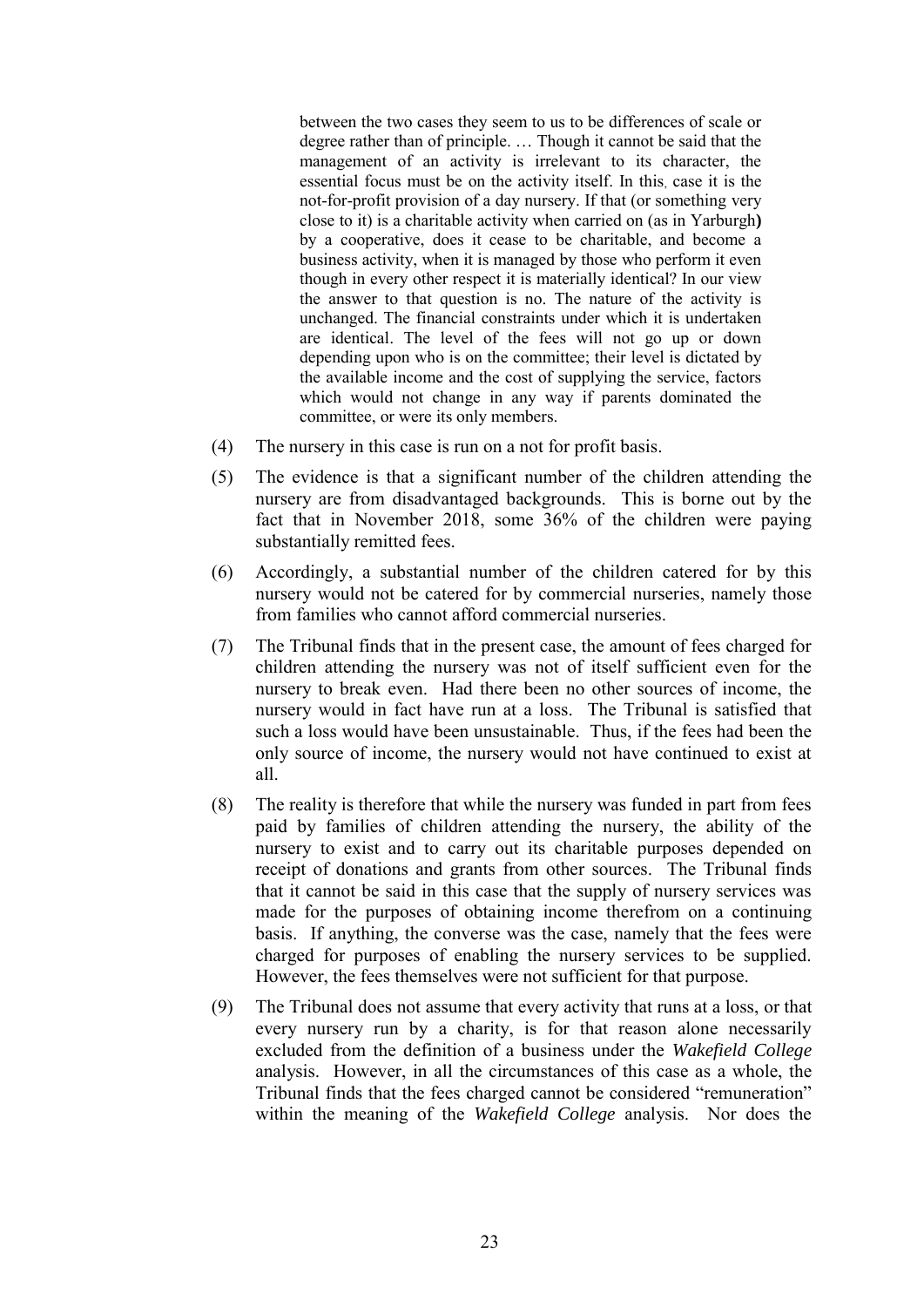> between the two cases they seem to us to be differences of scale or degree rather than of principle. … Though it cannot be said that the management of an activity is irrelevant to its character, the essential focus must be on the activity itself. In this case it is the not-for-profit provision of a day nursery. If that (or something very close to it) is a charitable activity when carried on (as in Yarburgh**)** by a cooperative, does it cease to be charitable, and become a business activity, when it is managed by those who perform it even though in every other respect it is materially identical? In our view the answer to that question is no. The nature of the activity is unchanged. The financial constraints under which it is undertaken are identical. The level of the fees will not go up or down depending upon who is on the committee; their level is dictated by the available income and the cost of supplying the service, factors which would not change in any way if parents dominated the committee, or were its only members.

(4) The nursery in this case is run on a not for profit basis.

(5) The evidence is that a significant number of the children attending the nursery are from disadvantaged backgrounds. This is borne out by the fact that in November 2018, some 36% of the children were paying substantially remitted fees.

(6) Accordingly, a substantial number of the children catered for by this nursery would not be catered for by commercial nurseries, namely those from families who cannot afford commercial nurseries.

(7) The Tribunal finds that in the present case, the amount of fees charged for children attending the nursery was not of itself sufficient even for the nursery to break even. Had there been no other sources of income, the nursery would in fact have run at a loss. The Tribunal is satisfied that such a loss would have been unsustainable. Thus, if the fees had been the only source of income, the nursery would not have continued to exist at all.

(8) The reality is therefore that while the nursery was funded in part from fees paid by families of children attending the nursery, the ability of the nursery to exist and to carry out its charitable purposes depended on receipt of donations and grants from other sources. The Tribunal finds that it cannot be said in this case that the supply of nursery services was made for the purposes of obtaining income therefrom on a continuing basis. If anything, the converse was the case, namely that the fees were charged for purposes of enabling the nursery services to be supplied. However, the fees themselves were not sufficient for that purpose.

(9) The Tribunal does not assume that every activity that runs at a loss, or that every nursery run by a charity, is for that reason alone necessarily excluded from the definition of a business under the *Wakefield College* analysis. However, in all the circumstances of this case as a whole, the Tribunal finds that the fees charged cannot be considered "remuneration" within the meaning of the *Wakefield College* analysis. Nor does the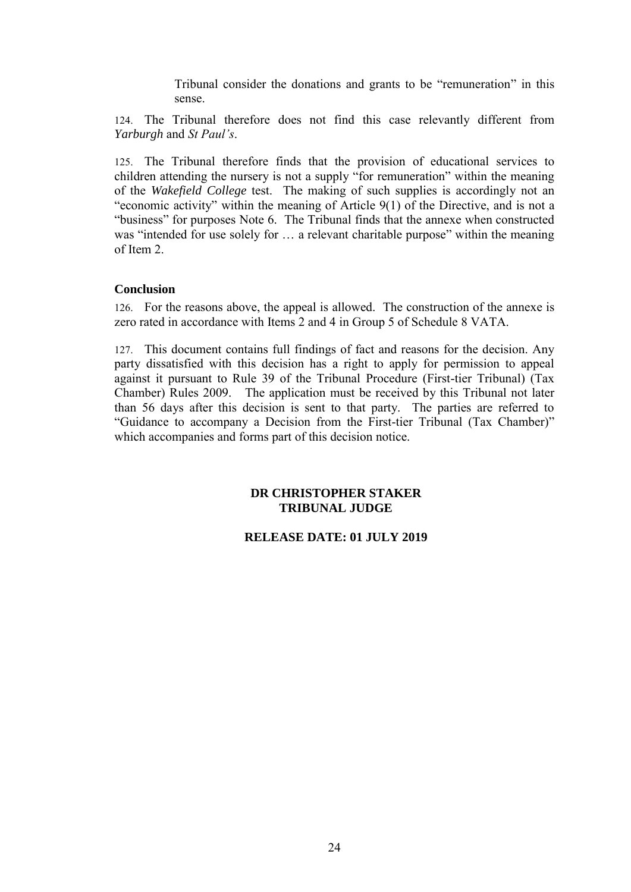Tribunal consider the donations and grants to be "remuneration" in this sense.

124. The Tribunal therefore does not find this case relevantly different from *Yarburgh* and *St Paul's*.

125. The Tribunal therefore finds that the provision of educational services to children attending the nursery is not a supply "for remuneration" within the meaning of the *Wakefield College* test. The making of such supplies is accordingly not an "economic activity" within the meaning of Article 9(1) of the Directive, and is not a "business" for purposes Note 6. The Tribunal finds that the annexe when constructed was "intended for use solely for … a relevant charitable purpose" within the meaning of Item 2.

**Conclusion**

126. For the reasons above, the appeal is allowed. The construction of the annexe is zero rated in accordance with Items 2 and 4 in Group 5 of Schedule 8 VATA.

127. This document contains full findings of fact and reasons for the decision. Any party dissatisfied with this decision has a right to apply for permission to appeal against it pursuant to Rule 39 of the Tribunal Procedure (First-tier Tribunal) (Tax Chamber) Rules 2009. The application must be received by this Tribunal not later than 56 days after this decision is sent to that party. The parties are referred to "Guidance to accompany a Decision from the First-tier Tribunal (Tax Chamber)" which accompanies and forms part of this decision notice.

**DR CHRISTOPHER STAKER**
**TRIBUNAL JUDGE**

**RELEASE DATE: 01 JULY 2019**